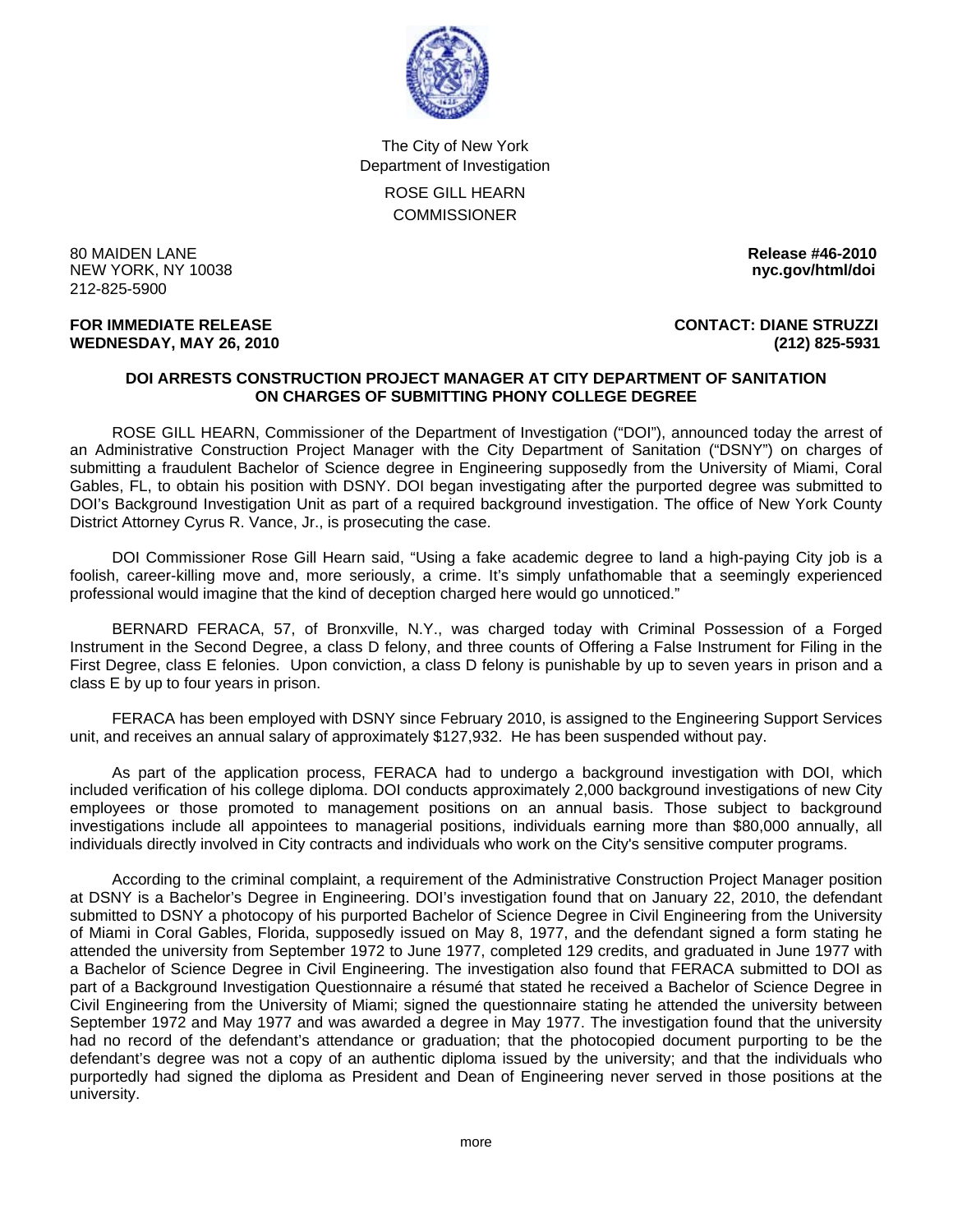The City of New York
Department of Investigation

ROSE GILL HEARN
COMMISSIONER

80 MAIDEN LANE
NEW YORK, NY 10038
212-825-5900

**Release #46-2010**
**nyc.gov/html/doi**

**FOR IMMEDIATE RELEASE**
**WEDNESDAY, MAY 26, 2010**

**CONTACT: DIANE STRUZZI**
**(212) 825-5931**

**DOI ARRESTS CONSTRUCTION PROJECT MANAGER AT CITY DEPARTMENT OF SANITATION ON CHARGES OF SUBMITTING PHONY COLLEGE DEGREE**

ROSE GILL HEARN, Commissioner of the Department of Investigation ("DOI"), announced today the arrest of an Administrative Construction Project Manager with the City Department of Sanitation ("DSNY") on charges of submitting a fraudulent Bachelor of Science degree in Engineering supposedly from the University of Miami, Coral Gables, FL, to obtain his position with DSNY. DOI began investigating after the purported degree was submitted to DOI's Background Investigation Unit as part of a required background investigation. The office of New York County District Attorney Cyrus R. Vance, Jr., is prosecuting the case.

DOI Commissioner Rose Gill Hearn said, "Using a fake academic degree to land a high-paying City job is a foolish, career-killing move and, more seriously, a crime. It's simply unfathomable that a seemingly experienced professional would imagine that the kind of deception charged here would go unnoticed."

BERNARD FERACA, 57, of Bronxville, N.Y., was charged today with Criminal Possession of a Forged Instrument in the Second Degree, a class D felony, and three counts of Offering a False Instrument for Filing in the First Degree, class E felonies. Upon conviction, a class D felony is punishable by up to seven years in prison and a class E by up to four years in prison.

FERACA has been employed with DSNY since February 2010, is assigned to the Engineering Support Services unit, and receives an annual salary of approximately $127,932. He has been suspended without pay.

As part of the application process, FERACA had to undergo a background investigation with DOI, which included verification of his college diploma. DOI conducts approximately 2,000 background investigations of new City employees or those promoted to management positions on an annual basis. Those subject to background investigations include all appointees to managerial positions, individuals earning more than $80,000 annually, all individuals directly involved in City contracts and individuals who work on the City's sensitive computer programs.

According to the criminal complaint, a requirement of the Administrative Construction Project Manager position at DSNY is a Bachelor's Degree in Engineering. DOI's investigation found that on January 22, 2010, the defendant submitted to DSNY a photocopy of his purported Bachelor of Science Degree in Civil Engineering from the University of Miami in Coral Gables, Florida, supposedly issued on May 8, 1977, and the defendant signed a form stating he attended the university from September 1972 to June 1977, completed 129 credits, and graduated in June 1977 with a Bachelor of Science Degree in Civil Engineering. The investigation also found that FERACA submitted to DOI as part of a Background Investigation Questionnaire a résumé that stated he received a Bachelor of Science Degree in Civil Engineering from the University of Miami; signed the questionnaire stating he attended the university between September 1972 and May 1977 and was awarded a degree in May 1977. The investigation found that the university had no record of the defendant's attendance or graduation; that the photocopied document purporting to be the defendant's degree was not a copy of an authentic diploma issued by the university; and that the individuals who purportedly had signed the diploma as President and Dean of Engineering never served in those positions at the university.

more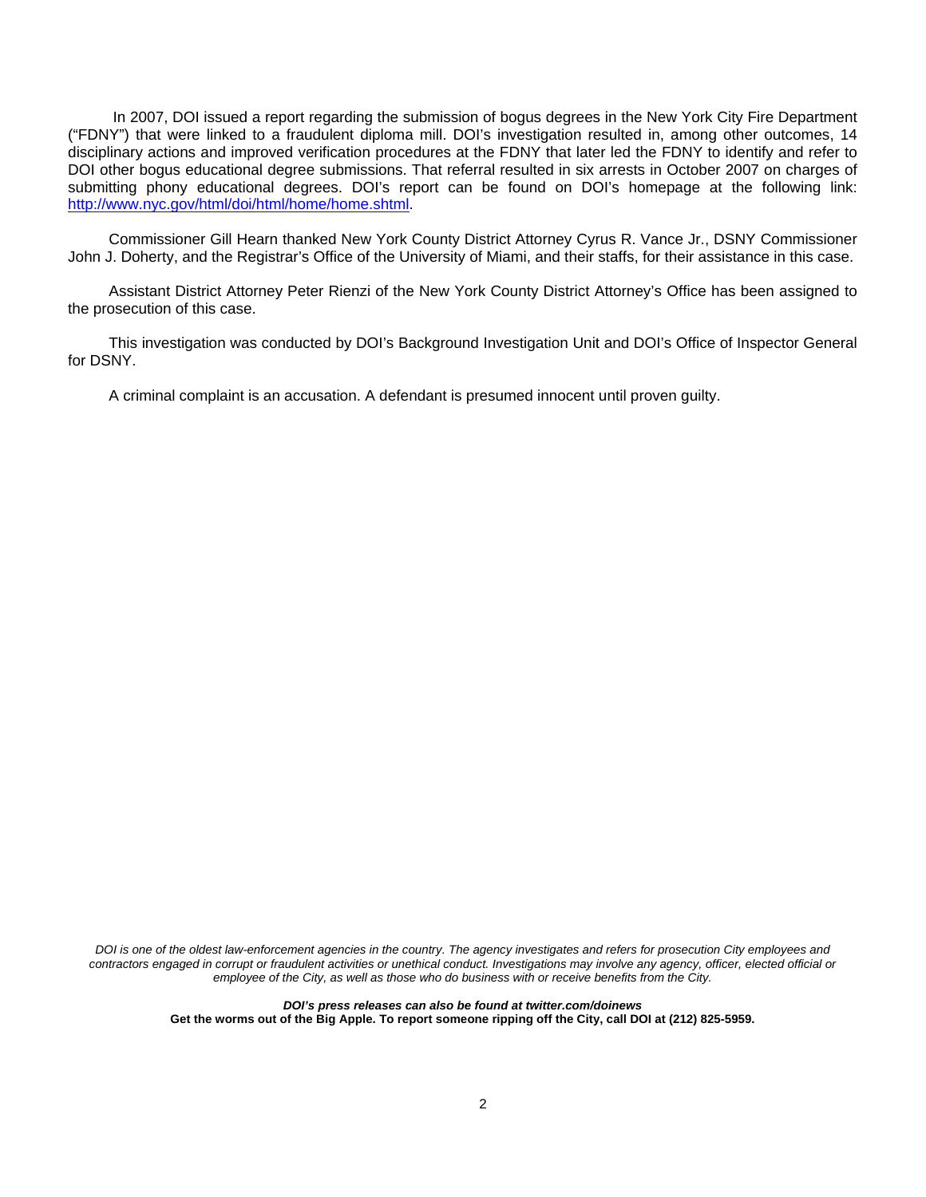In 2007, DOI issued a report regarding the submission of bogus degrees in the New York City Fire Department ("FDNY") that were linked to a fraudulent diploma mill. DOI's investigation resulted in, among other outcomes, 14 disciplinary actions and improved verification procedures at the FDNY that later led the FDNY to identify and refer to DOI other bogus educational degree submissions. That referral resulted in six arrests in October 2007 on charges of submitting phony educational degrees. DOI's report can be found on DOI's homepage at the following link: [http://www.nyc.gov/html/doi/html/home/home.shtml](http://www.nyc.gov/html/doi/html/home/home.shtml).

Commissioner Gill Hearn thanked New York County District Attorney Cyrus R. Vance Jr., DSNY Commissioner John J. Doherty, and the Registrar's Office of the University of Miami, and their staffs, for their assistance in this case.

Assistant District Attorney Peter Rienzi of the New York County District Attorney's Office has been assigned to the prosecution of this case.

This investigation was conducted by DOI's Background Investigation Unit and DOI's Office of Inspector General for DSNY.

A criminal complaint is an accusation. A defendant is presumed innocent until proven guilty.

*DOI is one of the oldest law-enforcement agencies in the country. The agency investigates and refers for prosecution City employees and contractors engaged in corrupt or fraudulent activities or unethical conduct. Investigations may involve any agency, officer, elected official or employee of the City, as well as those who do business with or receive benefits from the City.*

***DOI's press releases can also be found at twitter.com/doinews***

**Get the worms out of the Big Apple. To report someone ripping off the City, call DOI at (212) 825-5959.**